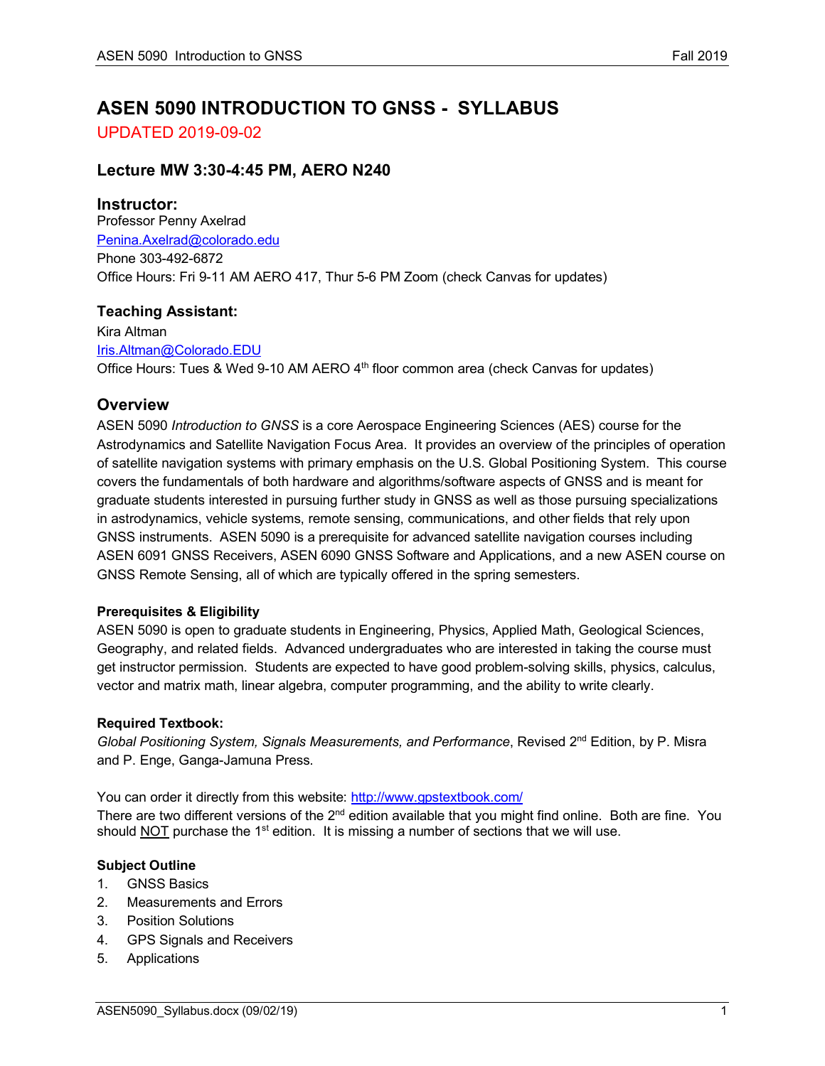# ASEN 5090 INTRODUCTION TO GNSS - SYLLABUS

UPDATED 2019-09-02

## Lecture MW 3:30-4:45 PM, AERO N240

## Instructor:

Professor Penny Axelrad
Penina.Axelrad@colorado.edu
Phone 303-492-6872
Office Hours: Fri 9-11 AM AERO 417, Thur 5-6 PM Zoom (check Canvas for updates)

## Teaching Assistant:

Kira Altman
Iris.Altman@Colorado.EDU
Office Hours: Tues & Wed 9-10 AM AERO 4th floor common area (check Canvas for updates)

## Overview

ASEN 5090 *Introduction to GNSS* is a core Aerospace Engineering Sciences (AES) course for the Astrodynamics and Satellite Navigation Focus Area. It provides an overview of the principles of operation of satellite navigation systems with primary emphasis on the U.S. Global Positioning System. This course covers the fundamentals of both hardware and algorithms/software aspects of GNSS and is meant for graduate students interested in pursuing further study in GNSS as well as those pursuing specializations in astrodynamics, vehicle systems, remote sensing, communications, and other fields that rely upon GNSS instruments. ASEN 5090 is a prerequisite for advanced satellite navigation courses including ASEN 6091 GNSS Receivers, ASEN 6090 GNSS Software and Applications, and a new ASEN course on GNSS Remote Sensing, all of which are typically offered in the spring semesters.

### Prerequisites & Eligibility

ASEN 5090 is open to graduate students in Engineering, Physics, Applied Math, Geological Sciences, Geography, and related fields. Advanced undergraduates who are interested in taking the course must get instructor permission. Students are expected to have good problem-solving skills, physics, calculus, vector and matrix math, linear algebra, computer programming, and the ability to write clearly.

### Required Textbook:

*Global Positioning System, Signals Measurements, and Performance*, Revised 2nd Edition, by P. Misra and P. Enge, Ganga-Jamuna Press.

You can order it directly from this website: http://www.gpstextbook.com/
There are two different versions of the 2nd edition available that you might find online. Both are fine. You should NOT purchase the 1st edition. It is missing a number of sections that we will use.

### Subject Outline

1. GNSS Basics
2. Measurements and Errors
3. Position Solutions
4. GPS Signals and Receivers
5. Applications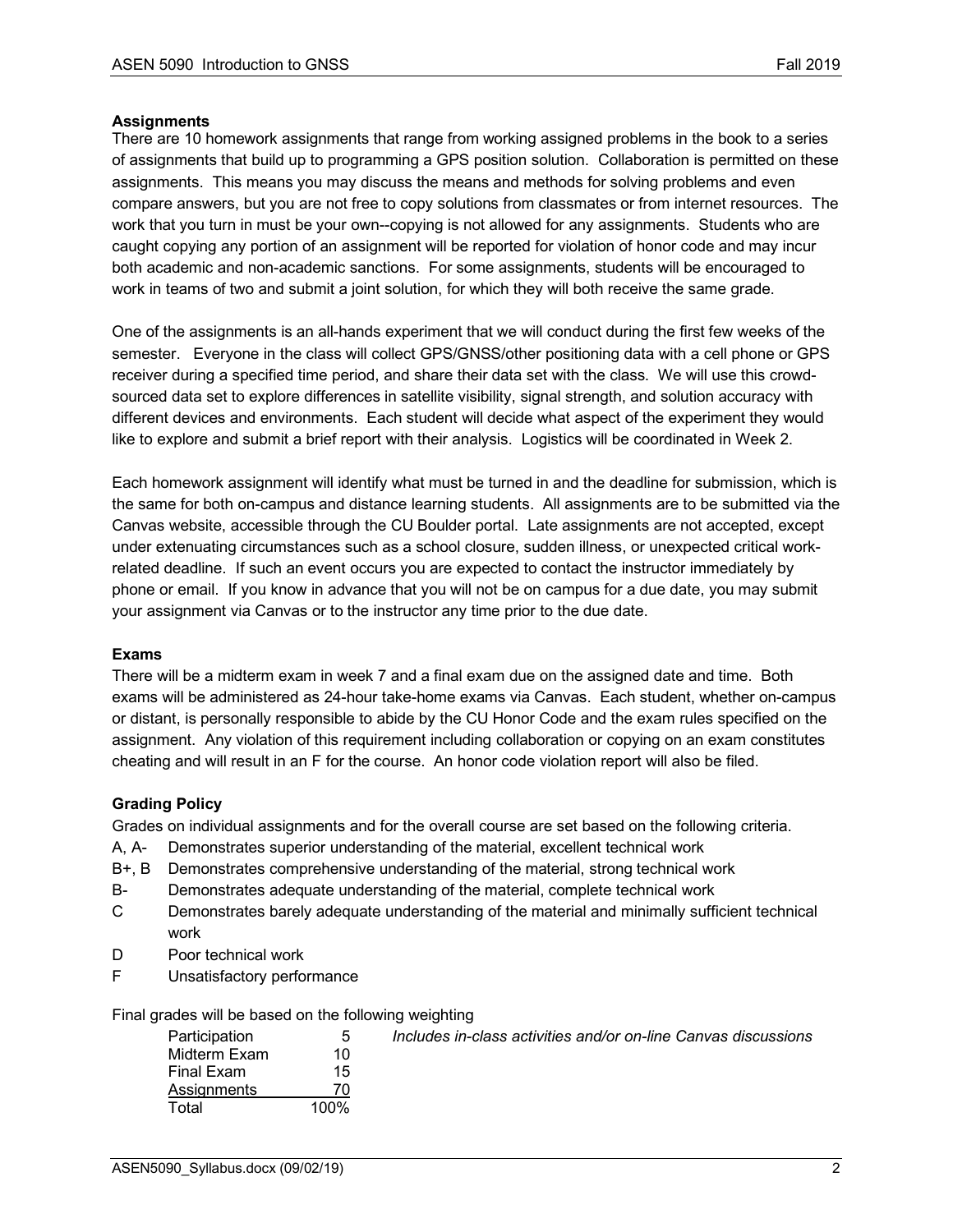**Assignments**

There are 10 homework assignments that range from working assigned problems in the book to a series of assignments that build up to programming a GPS position solution. Collaboration is permitted on these assignments. This means you may discuss the means and methods for solving problems and even compare answers, but you are not free to copy solutions from classmates or from internet resources. The work that you turn in must be your own--copying is not allowed for any assignments. Students who are caught copying any portion of an assignment will be reported for violation of honor code and may incur both academic and non-academic sanctions. For some assignments, students will be encouraged to work in teams of two and submit a joint solution, for which they will both receive the same grade.

One of the assignments is an all-hands experiment that we will conduct during the first few weeks of the semester. Everyone in the class will collect GPS/GNSS/other positioning data with a cell phone or GPS receiver during a specified time period, and share their data set with the class. We will use this crowd-sourced data set to explore differences in satellite visibility, signal strength, and solution accuracy with different devices and environments. Each student will decide what aspect of the experiment they would like to explore and submit a brief report with their analysis. Logistics will be coordinated in Week 2.

Each homework assignment will identify what must be turned in and the deadline for submission, which is the same for both on-campus and distance learning students. All assignments are to be submitted via the Canvas website, accessible through the CU Boulder portal. Late assignments are not accepted, except under extenuating circumstances such as a school closure, sudden illness, or unexpected critical work-related deadline. If such an event occurs you are expected to contact the instructor immediately by phone or email. If you know in advance that you will not be on campus for a due date, you may submit your assignment via Canvas or to the instructor any time prior to the due date.

**Exams**

There will be a midterm exam in week 7 and a final exam due on the assigned date and time. Both exams will be administered as 24-hour take-home exams via Canvas. Each student, whether on-campus or distant, is personally responsible to abide by the CU Honor Code and the exam rules specified on the assignment. Any violation of this requirement including collaboration or copying on an exam constitutes cheating and will result in an F for the course. An honor code violation report will also be filed.

**Grading Policy**

Grades on individual assignments and for the overall course are set based on the following criteria.

- A, A- Demonstrates superior understanding of the material, excellent technical work
- B+, B Demonstrates comprehensive understanding of the material, strong technical work
- B- Demonstrates adequate understanding of the material, complete technical work
- C Demonstrates barely adequate understanding of the material and minimally sufficient technical work
- D Poor technical work
- F Unsatisfactory performance

Final grades will be based on the following weighting

| Component | Weight | Notes |
|---|---|---|
| Participation | 5 | *Includes in-class activities and/or on-line Canvas discussions* |
| Midterm Exam | 10 | |
| Final Exam | 15 | |
| Assignments | 70 | |
| Total | 100% | |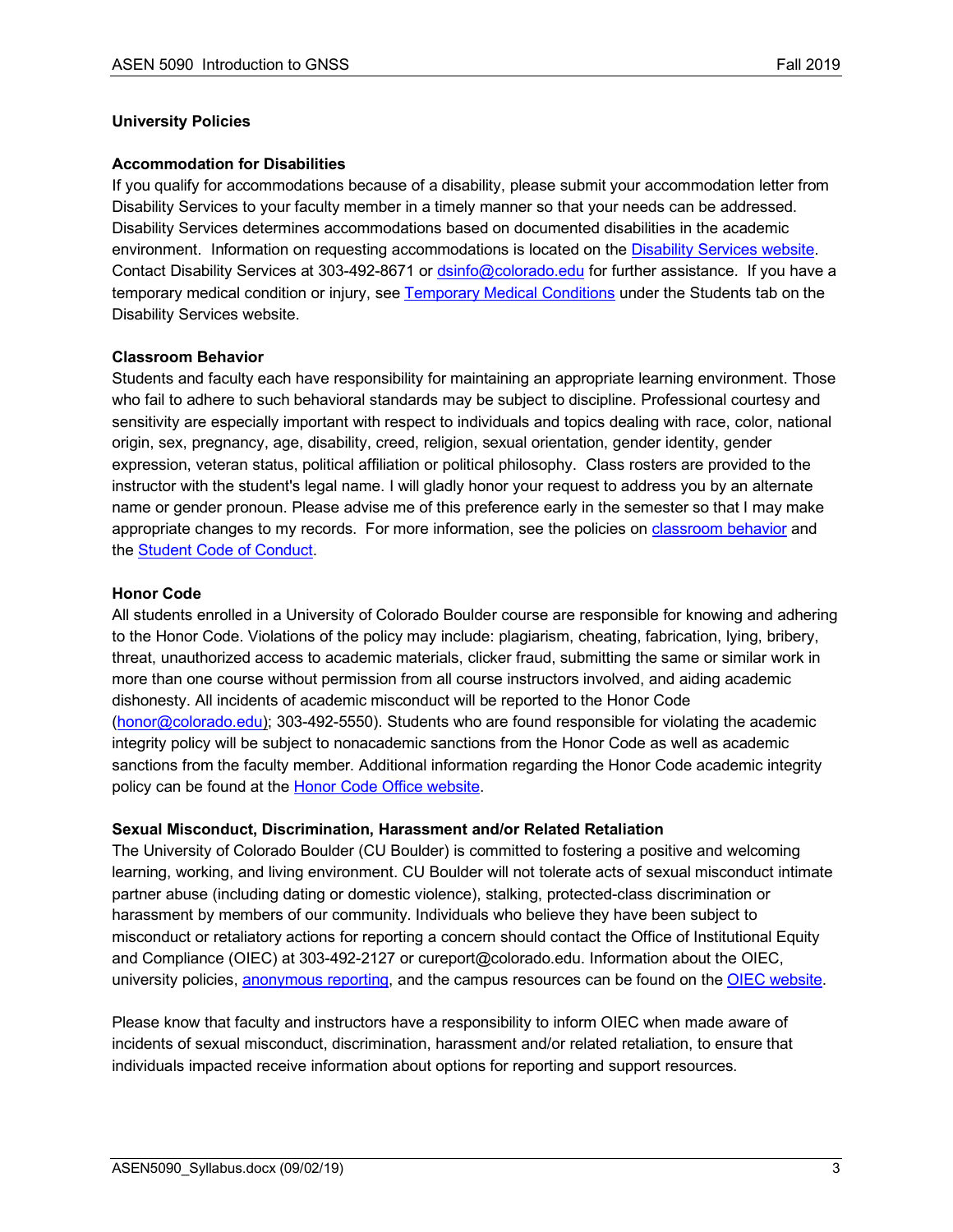## University Policies

### Accommodation for Disabilities

If you qualify for accommodations because of a disability, please submit your accommodation letter from Disability Services to your faculty member in a timely manner so that your needs can be addressed. Disability Services determines accommodations based on documented disabilities in the academic environment. Information on requesting accommodations is located on the Disability Services website. Contact Disability Services at 303-492-8671 or dsinfo@colorado.edu for further assistance. If you have a temporary medical condition or injury, see Temporary Medical Conditions under the Students tab on the Disability Services website.

### Classroom Behavior

Students and faculty each have responsibility for maintaining an appropriate learning environment. Those who fail to adhere to such behavioral standards may be subject to discipline. Professional courtesy and sensitivity are especially important with respect to individuals and topics dealing with race, color, national origin, sex, pregnancy, age, disability, creed, religion, sexual orientation, gender identity, gender expression, veteran status, political affiliation or political philosophy. Class rosters are provided to the instructor with the student's legal name. I will gladly honor your request to address you by an alternate name or gender pronoun. Please advise me of this preference early in the semester so that I may make appropriate changes to my records. For more information, see the policies on classroom behavior and the Student Code of Conduct.

### Honor Code

All students enrolled in a University of Colorado Boulder course are responsible for knowing and adhering to the Honor Code. Violations of the policy may include: plagiarism, cheating, fabrication, lying, bribery, threat, unauthorized access to academic materials, clicker fraud, submitting the same or similar work in more than one course without permission from all course instructors involved, and aiding academic dishonesty. All incidents of academic misconduct will be reported to the Honor Code (honor@colorado.edu); 303-492-5550). Students who are found responsible for violating the academic integrity policy will be subject to nonacademic sanctions from the Honor Code as well as academic sanctions from the faculty member. Additional information regarding the Honor Code academic integrity policy can be found at the Honor Code Office website.

### Sexual Misconduct, Discrimination, Harassment and/or Related Retaliation

The University of Colorado Boulder (CU Boulder) is committed to fostering a positive and welcoming learning, working, and living environment. CU Boulder will not tolerate acts of sexual misconduct intimate partner abuse (including dating or domestic violence), stalking, protected-class discrimination or harassment by members of our community. Individuals who believe they have been subject to misconduct or retaliatory actions for reporting a concern should contact the Office of Institutional Equity and Compliance (OIEC) at 303-492-2127 or cureport@colorado.edu. Information about the OIEC, university policies, anonymous reporting, and the campus resources can be found on the OIEC website.

Please know that faculty and instructors have a responsibility to inform OIEC when made aware of incidents of sexual misconduct, discrimination, harassment and/or related retaliation, to ensure that individuals impacted receive information about options for reporting and support resources.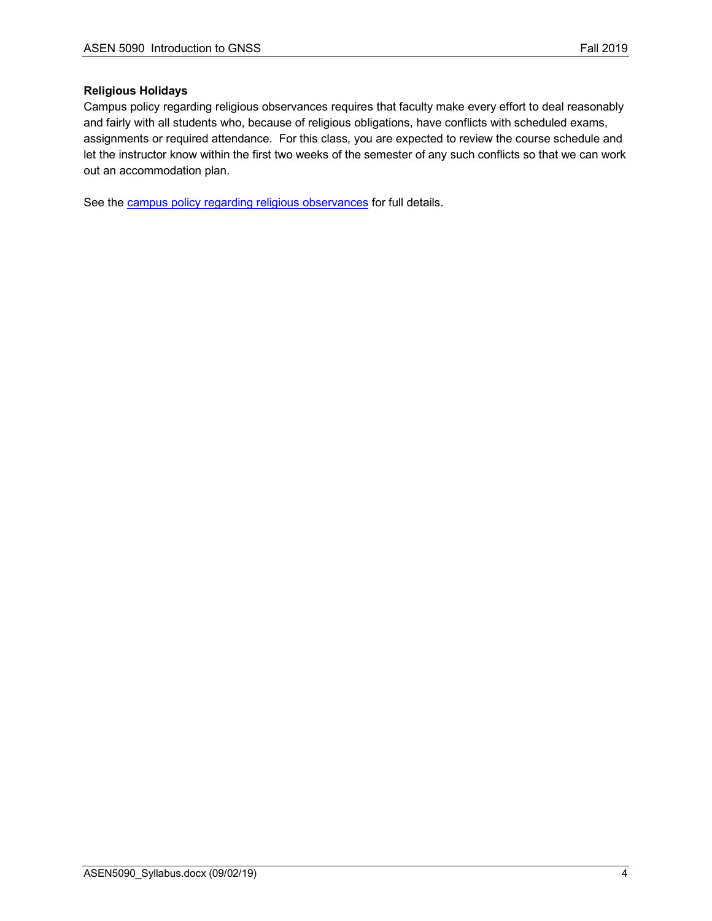**Religious Holidays**

Campus policy regarding religious observances requires that faculty make every effort to deal reasonably and fairly with all students who, because of religious obligations, have conflicts with scheduled exams, assignments or required attendance. For this class, you are expected to review the course schedule and let the instructor know within the first two weeks of the semester of any such conflicts so that we can work out an accommodation plan.

See the campus policy regarding religious observances for full details.